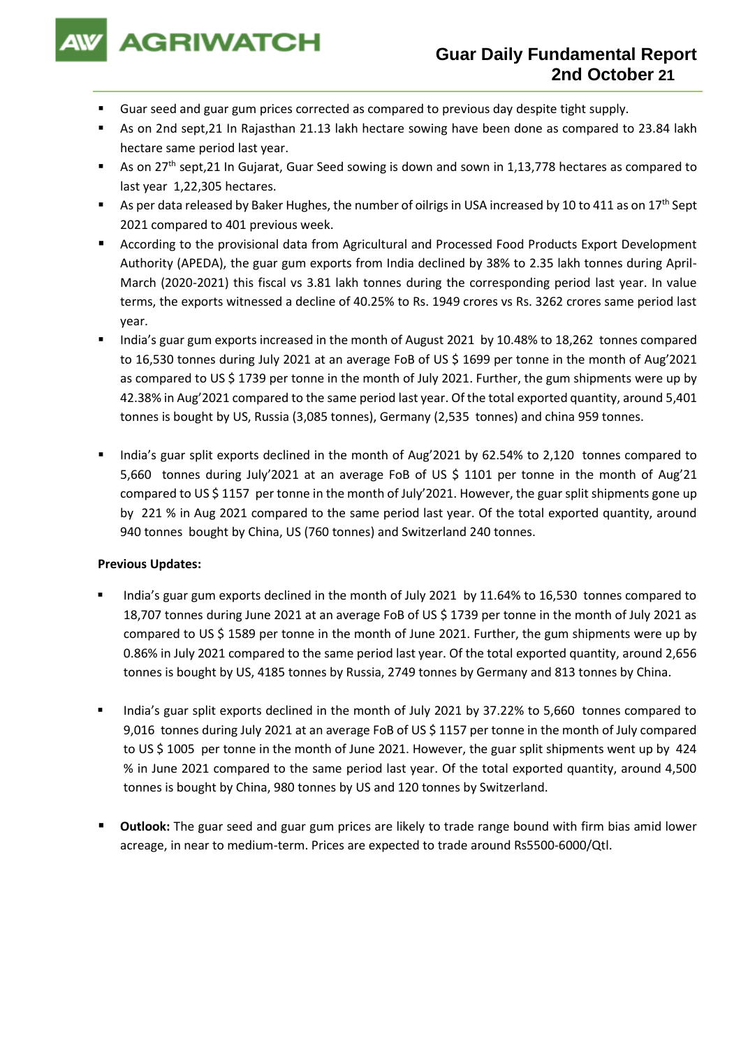# Guar Daily Fundamental Report
## 2nd October 21

- Guar seed and guar gum prices corrected as compared to previous day despite tight supply.
- As on 2nd sept,21 In Rajasthan 21.13 lakh hectare sowing have been done as compared to 23.84 lakh hectare same period last year.
- As on 27th sept,21 In Gujarat, Guar Seed sowing is down and sown in 1,13,778 hectares as compared to last year 1,22,305 hectares.
- As per data released by Baker Hughes, the number of oilrigs in USA increased by 10 to 411 as on 17th Sept 2021 compared to 401 previous week.
- According to the provisional data from Agricultural and Processed Food Products Export Development Authority (APEDA), the guar gum exports from India declined by 38% to 2.35 lakh tonnes during April-March (2020-2021) this fiscal vs 3.81 lakh tonnes during the corresponding period last year. In value terms, the exports witnessed a decline of 40.25% to Rs. 1949 crores vs Rs. 3262 crores same period last year.
- India's guar gum exports increased in the month of August 2021 by 10.48% to 18,262 tonnes compared to 16,530 tonnes during July 2021 at an average FoB of US $ 1699 per tonne in the month of Aug'2021 as compared to US $ 1739 per tonne in the month of July 2021. Further, the gum shipments were up by 42.38% in Aug'2021 compared to the same period last year. Of the total exported quantity, around 5,401 tonnes is bought by US, Russia (3,085 tonnes), Germany (2,535 tonnes) and china 959 tonnes.
- India's guar split exports declined in the month of Aug'2021 by 62.54% to 2,120 tonnes compared to 5,660 tonnes during July'2021 at an average FoB of US $ 1101 per tonne in the month of Aug'21 compared to US $ 1157 per tonne in the month of July'2021. However, the guar split shipments gone up by 221 % in Aug 2021 compared to the same period last year. Of the total exported quantity, around 940 tonnes bought by China, US (760 tonnes) and Switzerland 240 tonnes.

**Previous Updates:**

- India's guar gum exports declined in the month of July 2021 by 11.64% to 16,530 tonnes compared to 18,707 tonnes during June 2021 at an average FoB of US $ 1739 per tonne in the month of July 2021 as compared to US $ 1589 per tonne in the month of June 2021. Further, the gum shipments were up by 0.86% in July 2021 compared to the same period last year. Of the total exported quantity, around 2,656 tonnes is bought by US, 4185 tonnes by Russia, 2749 tonnes by Germany and 813 tonnes by China.
- India's guar split exports declined in the month of July 2021 by 37.22% to 5,660 tonnes compared to 9,016 tonnes during July 2021 at an average FoB of US $ 1157 per tonne in the month of July compared to US $ 1005 per tonne in the month of June 2021. However, the guar split shipments went up by 424 % in June 2021 compared to the same period last year. Of the total exported quantity, around 4,500 tonnes is bought by China, 980 tonnes by US and 120 tonnes by Switzerland.
- **Outlook:** The guar seed and guar gum prices are likely to trade range bound with firm bias amid lower acreage, in near to medium-term. Prices are expected to trade around Rs5500-6000/Qtl.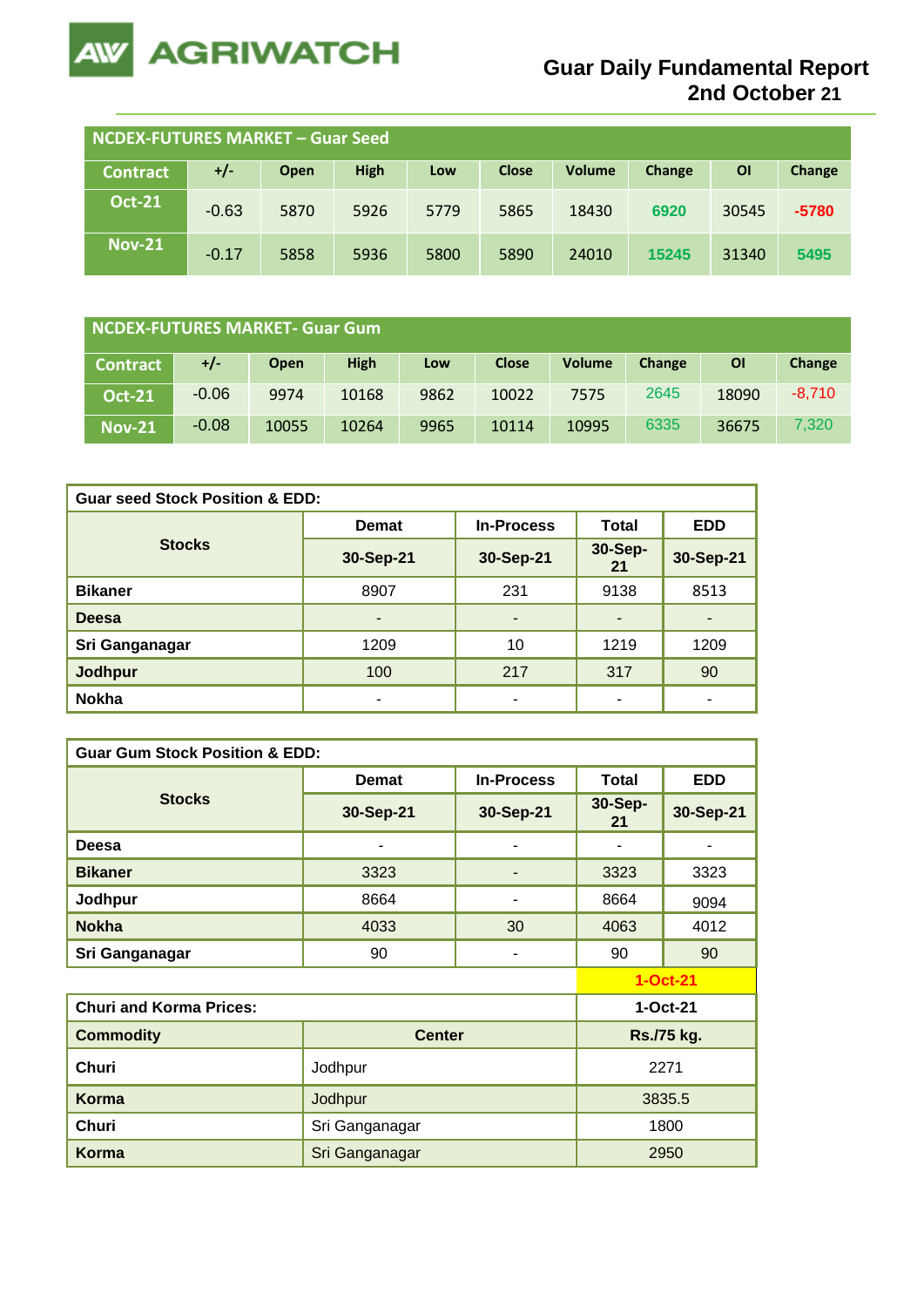# Guar Daily Fundamental Report
## 2nd October 21

**NCDEX-FUTURES MARKET – Guar Seed**

| Contract | +/- | Open | High | Low | Close | Volume | Change | OI | Change |
|---|---|---|---|---|---|---|---|---|---|
| Oct-21 | -0.63 | 5870 | 5926 | 5779 | 5865 | 18430 | 6920 | 30545 | -5780 |
| Nov-21 | -0.17 | 5858 | 5936 | 5800 | 5890 | 24010 | 15245 | 31340 | 5495 |

**NCDEX-FUTURES MARKET- Guar Gum**

| Contract | +/- | Open | High | Low | Close | Volume | Change | OI | Change |
|---|---|---|---|---|---|---|---|---|---|
| Oct-21 | -0.06 | 9974 | 10168 | 9862 | 10022 | 7575 | 2645 | 18090 | -8,710 |
| Nov-21 | -0.08 | 10055 | 10264 | 9965 | 10114 | 10995 | 6335 | 36675 | 7,320 |

**Guar seed Stock Position & EDD:**

| Stocks | Demat | In-Process | Total | EDD |
|---|---|---|---|---|
| | 30-Sep-21 | 30-Sep-21 | 30-Sep-21 | 30-Sep-21 |
| Bikaner | 8907 | 231 | 9138 | 8513 |
| Deesa | - | - | - | - |
| Sri Ganganagar | 1209 | 10 | 1219 | 1209 |
| Jodhpur | 100 | 217 | 317 | 90 |
| Nokha | - | - | - | - |

**Guar Gum Stock Position & EDD:**

| Stocks | Demat | In-Process | Total | EDD |
|---|---|---|---|---|
| | 30-Sep-21 | 30-Sep-21 | 30-Sep-21 | 30-Sep-21 |
| Deesa | - | - | - | - |
| Bikaner | 3323 | - | 3323 | 3323 |
| Jodhpur | 8664 | - | 8664 | 9094 |
| Nokha | 4033 | 30 | 4063 | 4012 |
| Sri Ganganagar | 90 | - | 90 | 90 |

1-Oct-21

**Churi and Korma Prices:**

| Commodity | Center | 1-Oct-21 Rs./75 kg. |
|---|---|---|
| Churi | Jodhpur | 2271 |
| Korma | Jodhpur | 3835.5 |
| Churi | Sri Ganganagar | 1800 |
| Korma | Sri Ganganagar | 2950 |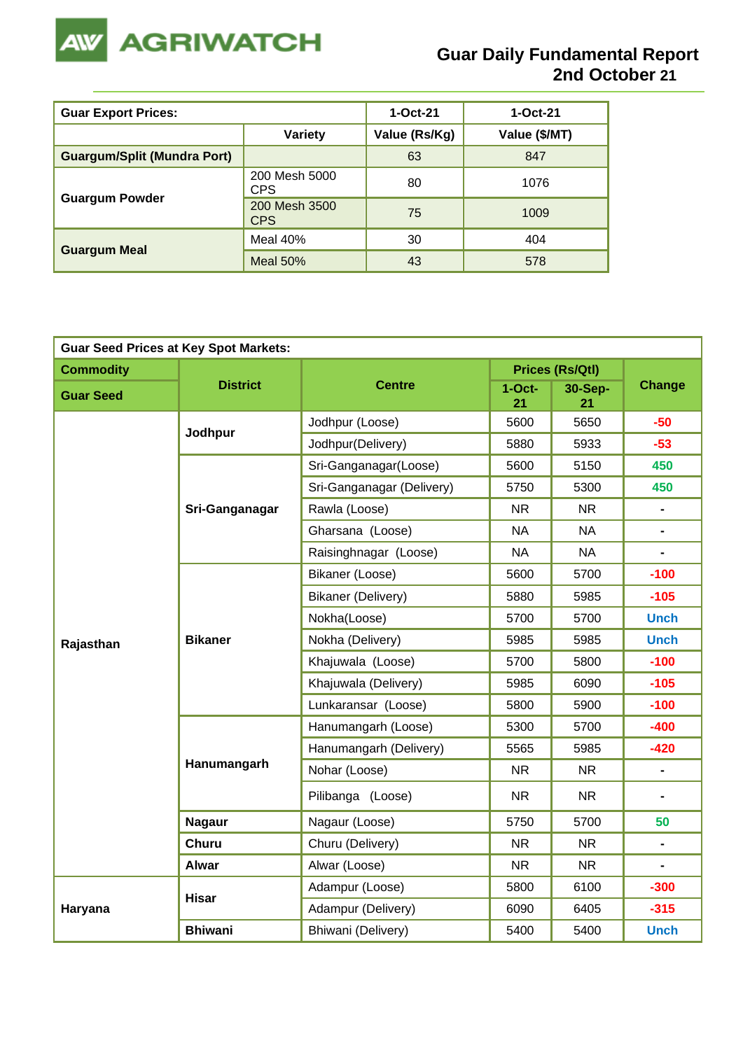# Guar Daily Fundamental Report
## 2nd October 21

| Guar Export Prices: | | 1-Oct-21 | 1-Oct-21 |
|---|---|---|---|
| | Variety | Value (Rs/Kg) | Value ($/MT) |
| Guargum/Split (Mundra Port) | | 63 | 847 |
| Guargum Powder | 200 Mesh 5000 CPS | 80 | 1076 |
| | 200 Mesh 3500 CPS | 75 | 1009 |
| Guargum Meal | Meal 40% | 30 | 404 |
| | Meal 50% | 43 | 578 |

| Guar Seed Prices at Key Spot Markets: | | | | | |
|---|---|---|---|---|---|
| Commodity | District | Centre | Prices (Rs/Qtl) | | Change |
| Guar Seed | | | 1-Oct-21 | 30-Sep-21 | |
| Rajasthan | Jodhpur | Jodhpur (Loose) | 5600 | 5650 | -50 |
| | | Jodhpur(Delivery) | 5880 | 5933 | -53 |
| | Sri-Ganganagar | Sri-Ganganagar(Loose) | 5600 | 5150 | 450 |
| | | Sri-Ganganagar (Delivery) | 5750 | 5300 | 450 |
| | | Rawla (Loose) | NR | NR | - |
| | | Gharsana (Loose) | NA | NA | - |
| | | Raisinghnagar (Loose) | NA | NA | - |
| | Bikaner | Bikaner (Loose) | 5600 | 5700 | -100 |
| | | Bikaner (Delivery) | 5880 | 5985 | -105 |
| | | Nokha(Loose) | 5700 | 5700 | Unch |
| | | Nokha (Delivery) | 5985 | 5985 | Unch |
| | | Khajuwala (Loose) | 5700 | 5800 | -100 |
| | | Khajuwala (Delivery) | 5985 | 6090 | -105 |
| | | Lunkaransar (Loose) | 5800 | 5900 | -100 |
| | Hanumangarh | Hanumangarh (Loose) | 5300 | 5700 | -400 |
| | | Hanumangarh (Delivery) | 5565 | 5985 | -420 |
| | | Nohar (Loose) | NR | NR | - |
| | | Pilibanga (Loose) | NR | NR | - |
| | Nagaur | Nagaur (Loose) | 5750 | 5700 | 50 |
| | Churu | Churu (Delivery) | NR | NR | - |
| | Alwar | Alwar (Loose) | NR | NR | - |
| Haryana | Hisar | Adampur (Loose) | 5800 | 6100 | -300 |
| | | Adampur (Delivery) | 6090 | 6405 | -315 |
| | Bhiwani | Bhiwani (Delivery) | 5400 | 5400 | Unch |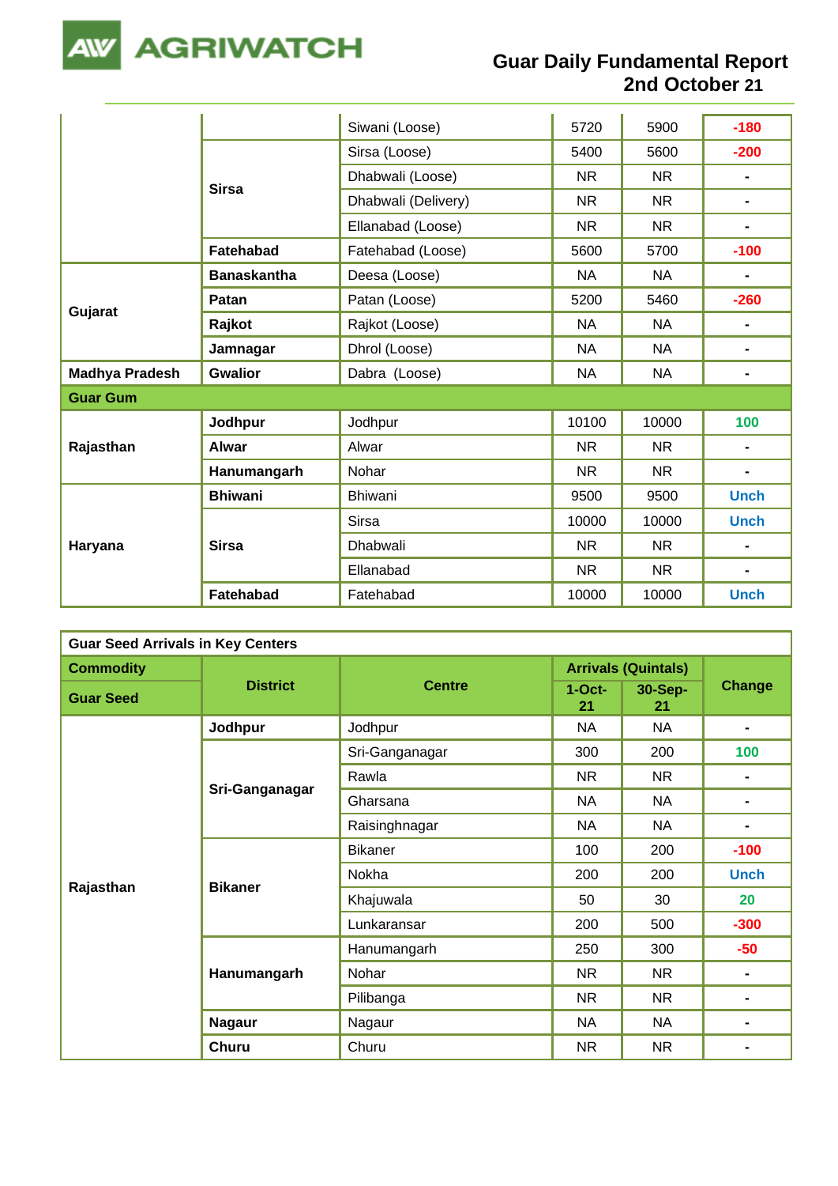| | | | | | |
|---|---|---|---|---|---|
| | | Siwani (Loose) | 5720 | 5900 | -180 |
| | **Sirsa** | Sirsa (Loose) | 5400 | 5600 | -200 |
| | | Dhabwali (Loose) | NR | NR | - |
| | | Dhabwali (Delivery) | NR | NR | - |
| | | Ellanabad (Loose) | NR | NR | - |
| | **Fatehabad** | Fatehabad (Loose) | 5600 | 5700 | -100 |
| **Gujarat** | **Banaskantha** | Deesa (Loose) | NA | NA | - |
| | **Patan** | Patan (Loose) | 5200 | 5460 | -260 |
| | **Rajkot** | Rajkot (Loose) | NA | NA | - |
| | **Jamnagar** | Dhrol (Loose) | NA | NA | - |
| **Madhya Pradesh** | **Gwalior** | Dabra (Loose) | NA | NA | - |
| **Guar Gum** | | | | | |
| **Rajasthan** | **Jodhpur** | Jodhpur | 10100 | 10000 | 100 |
| | **Alwar** | Alwar | NR | NR | - |
| | **Hanumangarh** | Nohar | NR | NR | - |
| **Haryana** | **Bhiwani** | Bhiwani | 9500 | 9500 | Unch |
| | **Sirsa** | Sirsa | 10000 | 10000 | Unch |
| | | Dhabwali | NR | NR | - |
| | | Ellanabad | NR | NR | - |
| | **Fatehabad** | Fatehabad | 10000 | 10000 | Unch |

**Guar Seed Arrivals in Key Centers**

| **Commodity** | **District** | **Centre** | **Arrivals (Quintals)** | | **Change** |
|---|---|---|---|---|---|
| **Guar Seed** | | | **1-Oct-21** | **30-Sep-21** | |
| **Rajasthan** | **Jodhpur** | Jodhpur | NA | NA | - |
| | **Sri-Ganganagar** | Sri-Ganganagar | 300 | 200 | 100 |
| | | Rawla | NR | NR | - |
| | | Gharsana | NA | NA | - |
| | | Raisinghnagar | NA | NA | - |
| | **Bikaner** | Bikaner | 100 | 200 | -100 |
| | | Nokha | 200 | 200 | Unch |
| | | Khajuwala | 50 | 30 | 20 |
| | | Lunkaransar | 200 | 500 | -300 |
| | **Hanumangarh** | Hanumangarh | 250 | 300 | -50 |
| | | Nohar | NR | NR | - |
| | | Pilibanga | NR | NR | - |
| | **Nagaur** | Nagaur | NA | NA | - |
| | **Churu** | Churu | NR | NR | - |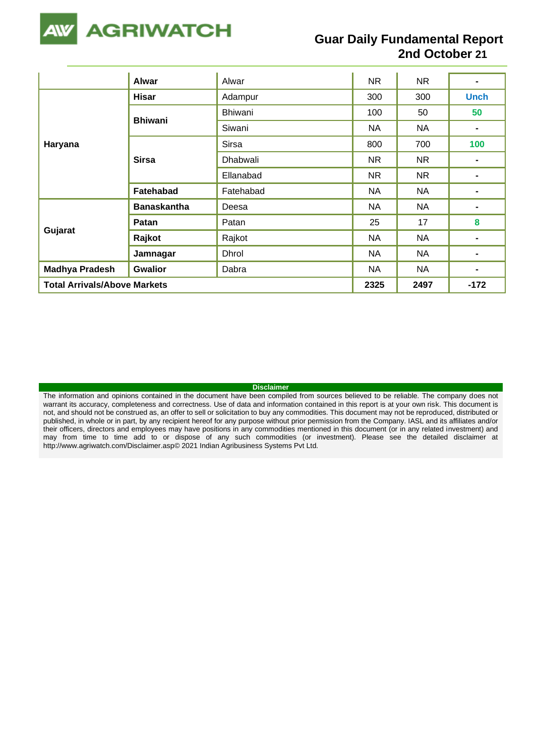| | | | | | |
|---|---|---|---|---|---|
| | **Alwar** | Alwar | NR | NR | - |
| **Haryana** | **Hisar** | Adampur | 300 | 300 | Unch |
| | **Bhiwani** | Bhiwani | 100 | 50 | 50 |
| | | Siwani | NA | NA | - |
| | **Sirsa** | Sirsa | 800 | 700 | 100 |
| | | Dhabwali | NR | NR | - |
| | | Ellanabad | NR | NR | - |
| | **Fatehabad** | Fatehabad | NA | NA | - |
| **Gujarat** | **Banaskantha** | Deesa | NA | NA | - |
| | **Patan** | Patan | 25 | 17 | 8 |
| | **Rajkot** | Rajkot | NA | NA | - |
| | **Jamnagar** | Dhrol | NA | NA | - |
| **Madhya Pradesh** | **Gwalior** | Dabra | NA | NA | - |
| **Total Arrivals/Above Markets** | | | **2325** | **2497** | **-172** |

**Disclaimer**

The information and opinions contained in the document have been compiled from sources believed to be reliable. The company does not warrant its accuracy, completeness and correctness. Use of data and information contained in this report is at your own risk. This document is not, and should not be construed as, an offer to sell or solicitation to buy any commodities. This document may not be reproduced, distributed or published, in whole or in part, by any recipient hereof for any purpose without prior permission from the Company. IASL and its affiliates and/or their officers, directors and employees may have positions in any commodities mentioned in this document (or in any related investment) and may from time to time add to or dispose of any such commodities (or investment). Please see the detailed disclaimer at http://www.agriwatch.com/Disclaimer.asp© 2021 Indian Agribusiness Systems Pvt Ltd.